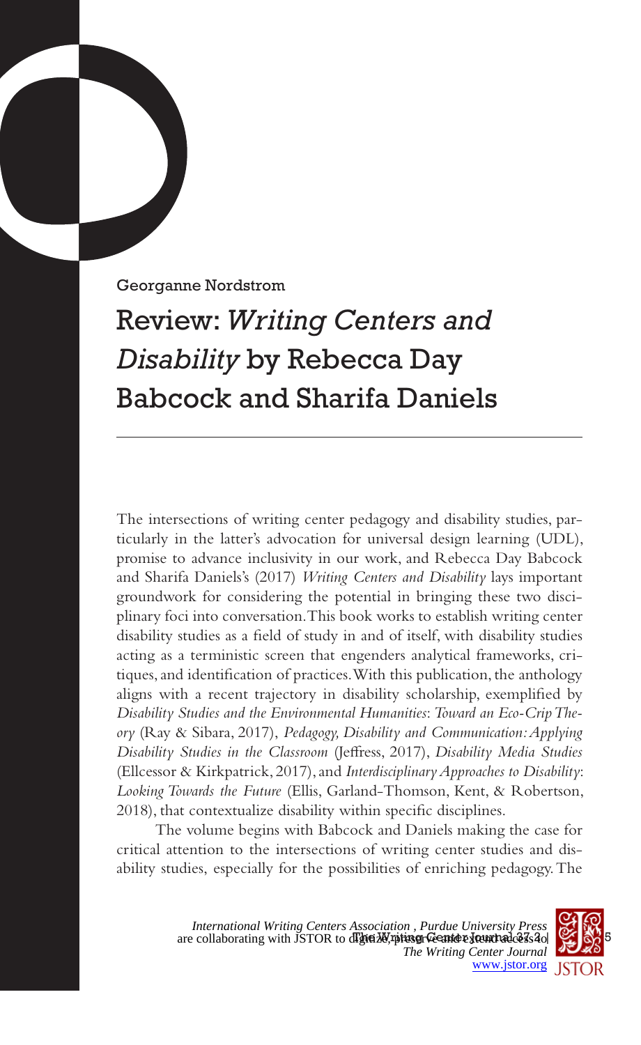Georganne Nordstrom

# Review: *Writing Centers and Disability* by Rebecca Day Babcock and Sharifa Daniels

The intersections of writing center pedagogy and disability studies, particularly in the latter's advocation for universal design learning (UDL), promise to advance inclusivity in our work, and Rebecca Day Babcock and Sharifa Daniels's (2017) *Writing Centers and Disability* lays important groundwork for considering the potential in bringing these two disciplinary foci into conversation. This book works to establish writing center disability studies as a field of study in and of itself, with disability studies acting as a terministic screen that engenders analytical frameworks, critiques, and identification of practices. With this publication, the anthology aligns with a recent trajectory in disability scholarship, exemplified by *Disability Studies and the Environmental Humanities: Toward an Eco-Crip Theory* (Ray & Sibara, 2017), *Pedagogy, Disability and Communication: Applying Disability Studies in the Classroom* (Jeffress, 2017), *Disability Media Studies* (Ellcessor & Kirkpatrick, 2017), and *Interdisciplinary Approaches to Disability: Looking Towards the Future* (Ellis, Garland-Thomson, Kent, & Robertson, 2018), that contextualize disability within specific disciplines.

The volume begins with Babcock and Daniels making the case for critical attention to the intersections of writing center studies and disability studies, especially for the possibilities of enriching pedagogy. The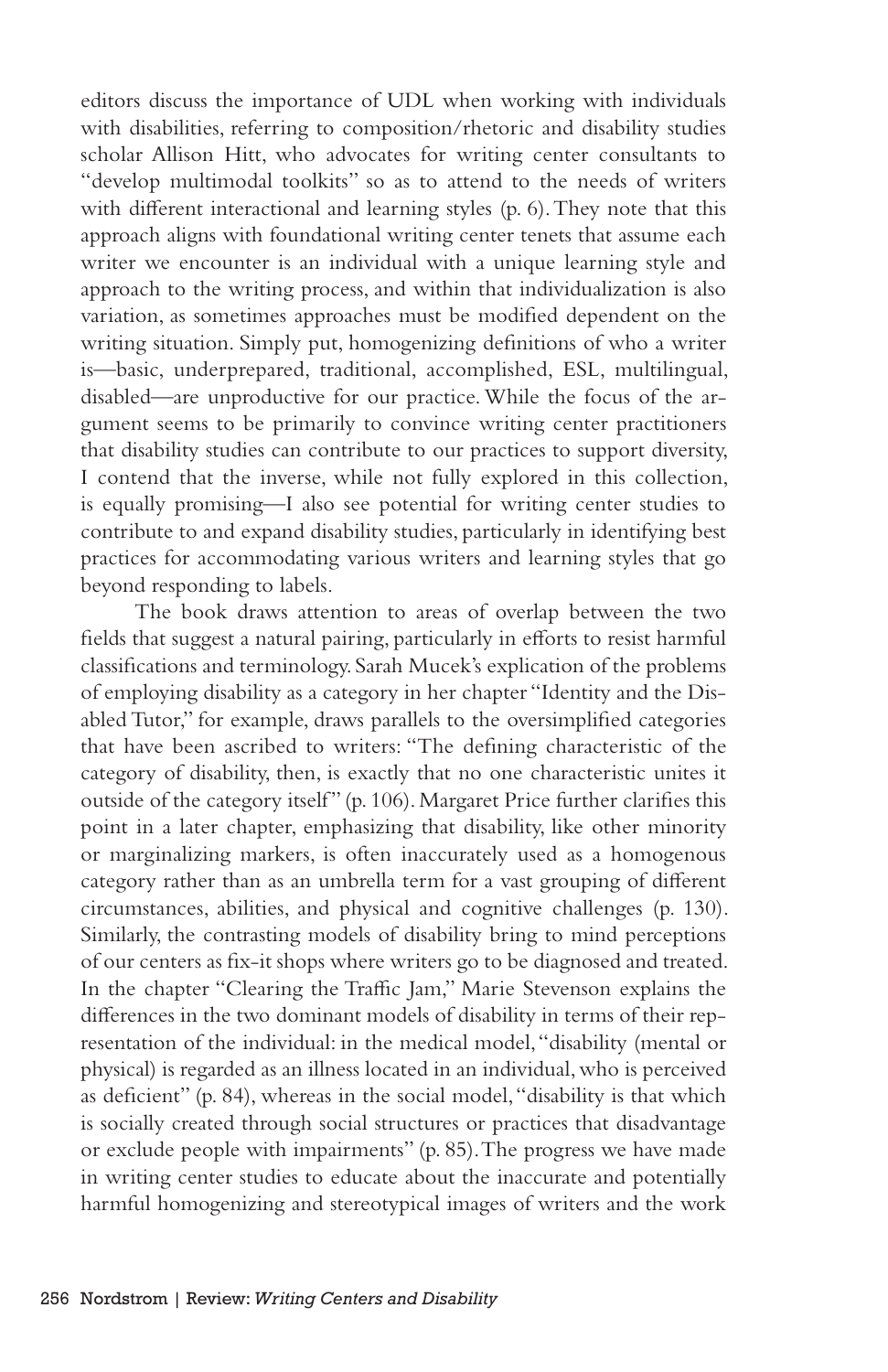editors discuss the importance of UDL when working with individuals with disabilities, referring to composition/rhetoric and disability studies scholar Allison Hitt, who advocates for writing center consultants to "develop multimodal toolkits" so as to attend to the needs of writers with different interactional and learning styles (p. 6). They note that this approach aligns with foundational writing center tenets that assume each writer we encounter is an individual with a unique learning style and approach to the writing process, and within that individualization is also variation, as sometimes approaches must be modified dependent on the writing situation. Simply put, homogenizing definitions of who a writer is—basic, underprepared, traditional, accomplished, ESL, multilingual, disabled—are unproductive for our practice. While the focus of the argument seems to be primarily to convince writing center practitioners that disability studies can contribute to our practices to support diversity, I contend that the inverse, while not fully explored in this collection, is equally promising—I also see potential for writing center studies to contribute to and expand disability studies, particularly in identifying best practices for accommodating various writers and learning styles that go beyond responding to labels.

The book draws attention to areas of overlap between the two fields that suggest a natural pairing, particularly in efforts to resist harmful classifications and terminology. Sarah Mucek's explication of the problems of employing disability as a category in her chapter "Identity and the Disabled Tutor," for example, draws parallels to the oversimplified categories that have been ascribed to writers: "The defining characteristic of the category of disability, then, is exactly that no one characteristic unites it outside of the category itself" (p. 106). Margaret Price further clarifies this point in a later chapter, emphasizing that disability, like other minority or marginalizing markers, is often inaccurately used as a homogenous category rather than as an umbrella term for a vast grouping of different circumstances, abilities, and physical and cognitive challenges (p. 130). Similarly, the contrasting models of disability bring to mind perceptions of our centers as fix-it shops where writers go to be diagnosed and treated. In the chapter "Clearing the Traffic Jam," Marie Stevenson explains the differences in the two dominant models of disability in terms of their representation of the individual: in the medical model, "disability (mental or physical) is regarded as an illness located in an individual, who is perceived as deficient" (p. 84), whereas in the social model, "disability is that which is socially created through social structures or practices that disadvantage or exclude people with impairments" (p. 85). The progress we have made in writing center studies to educate about the inaccurate and potentially harmful homogenizing and stereotypical images of writers and the work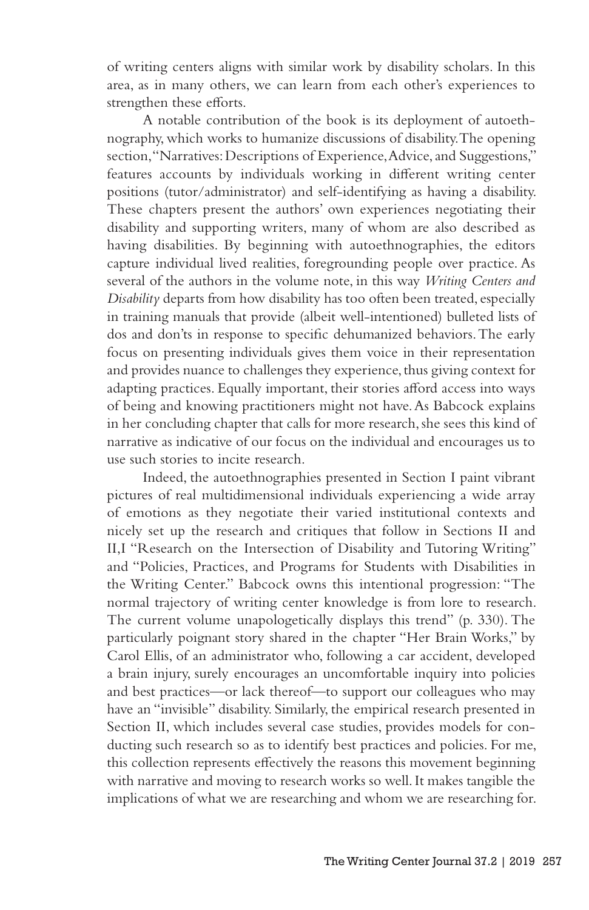of writing centers aligns with similar work by disability scholars. In this area, as in many others, we can learn from each other's experiences to strengthen these efforts.

A notable contribution of the book is its deployment of autoethnography, which works to humanize discussions of disability. The opening section, "Narratives: Descriptions of Experience, Advice, and Suggestions," features accounts by individuals working in different writing center positions (tutor/administrator) and self-identifying as having a disability. These chapters present the authors' own experiences negotiating their disability and supporting writers, many of whom are also described as having disabilities. By beginning with autoethnographies, the editors capture individual lived realities, foregrounding people over practice. As several of the authors in the volume note, in this way *Writing Centers and Disability* departs from how disability has too often been treated, especially in training manuals that provide (albeit well-intentioned) bulleted lists of dos and don'ts in response to specific dehumanized behaviors. The early focus on presenting individuals gives them voice in their representation and provides nuance to challenges they experience, thus giving context for adapting practices. Equally important, their stories afford access into ways of being and knowing practitioners might not have. As Babcock explains in her concluding chapter that calls for more research, she sees this kind of narrative as indicative of our focus on the individual and encourages us to use such stories to incite research.

Indeed, the autoethnographies presented in Section I paint vibrant pictures of real multidimensional individuals experiencing a wide array of emotions as they negotiate their varied institutional contexts and nicely set up the research and critiques that follow in Sections II and II,I "Research on the Intersection of Disability and Tutoring Writing" and "Policies, Practices, and Programs for Students with Disabilities in the Writing Center." Babcock owns this intentional progression: "The normal trajectory of writing center knowledge is from lore to research. The current volume unapologetically displays this trend" (p. 330). The particularly poignant story shared in the chapter "Her Brain Works," by Carol Ellis, of an administrator who, following a car accident, developed a brain injury, surely encourages an uncomfortable inquiry into policies and best practices—or lack thereof—to support our colleagues who may have an "invisible" disability. Similarly, the empirical research presented in Section II, which includes several case studies, provides models for conducting such research so as to identify best practices and policies. For me, this collection represents effectively the reasons this movement beginning with narrative and moving to research works so well. It makes tangible the implications of what we are researching and whom we are researching for.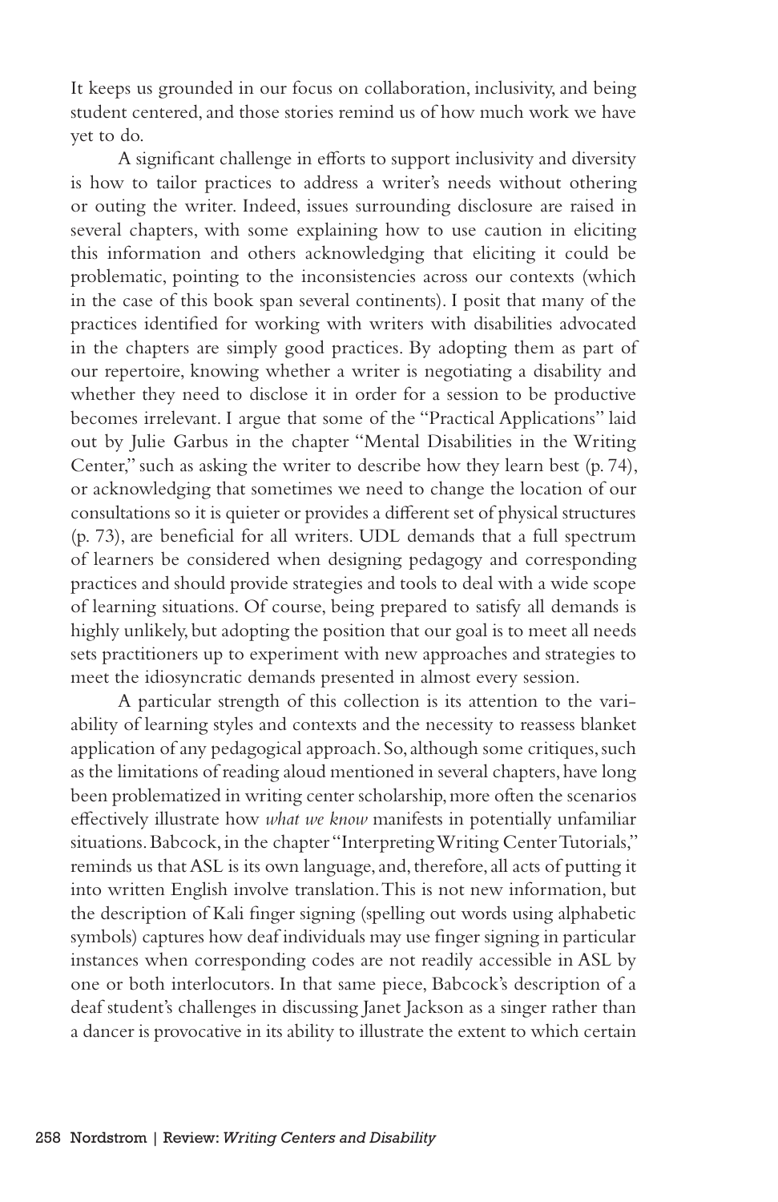It keeps us grounded in our focus on collaboration, inclusivity, and being student centered, and those stories remind us of how much work we have yet to do.

A significant challenge in efforts to support inclusivity and diversity is how to tailor practices to address a writer's needs without othering or outing the writer. Indeed, issues surrounding disclosure are raised in several chapters, with some explaining how to use caution in eliciting this information and others acknowledging that eliciting it could be problematic, pointing to the inconsistencies across our contexts (which in the case of this book span several continents). I posit that many of the practices identified for working with writers with disabilities advocated in the chapters are simply good practices. By adopting them as part of our repertoire, knowing whether a writer is negotiating a disability and whether they need to disclose it in order for a session to be productive becomes irrelevant. I argue that some of the "Practical Applications" laid out by Julie Garbus in the chapter "Mental Disabilities in the Writing Center," such as asking the writer to describe how they learn best (p. 74), or acknowledging that sometimes we need to change the location of our consultations so it is quieter or provides a different set of physical structures (p. 73), are beneficial for all writers. UDL demands that a full spectrum of learners be considered when designing pedagogy and corresponding practices and should provide strategies and tools to deal with a wide scope of learning situations. Of course, being prepared to satisfy all demands is highly unlikely, but adopting the position that our goal is to meet all needs sets practitioners up to experiment with new approaches and strategies to meet the idiosyncratic demands presented in almost every session.

A particular strength of this collection is its attention to the variability of learning styles and contexts and the necessity to reassess blanket application of any pedagogical approach. So, although some critiques, such as the limitations of reading aloud mentioned in several chapters, have long been problematized in writing center scholarship, more often the scenarios effectively illustrate how *what we know* manifests in potentially unfamiliar situations. Babcock, in the chapter "Interpreting Writing Center Tutorials," reminds us that ASL is its own language, and, therefore, all acts of putting it into written English involve translation. This is not new information, but the description of Kali finger signing (spelling out words using alphabetic symbols) captures how deaf individuals may use finger signing in particular instances when corresponding codes are not readily accessible in ASL by one or both interlocutors. In that same piece, Babcock's description of a deaf student's challenges in discussing Janet Jackson as a singer rather than a dancer is provocative in its ability to illustrate the extent to which certain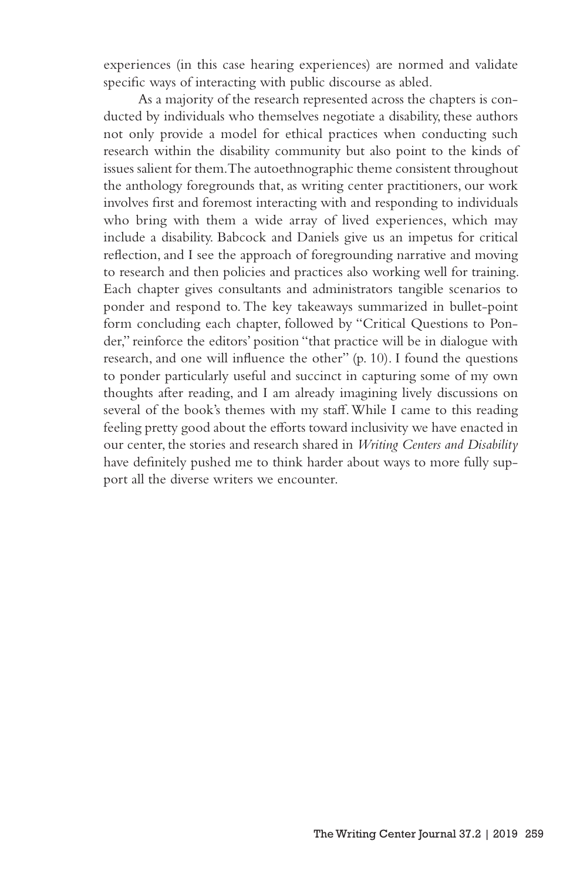experiences (in this case hearing experiences) are normed and validate specific ways of interacting with public discourse as abled.

As a majority of the research represented across the chapters is conducted by individuals who themselves negotiate a disability, these authors not only provide a model for ethical practices when conducting such research within the disability community but also point to the kinds of issues salient for them. The autoethnographic theme consistent throughout the anthology foregrounds that, as writing center practitioners, our work involves first and foremost interacting with and responding to individuals who bring with them a wide array of lived experiences, which may include a disability. Babcock and Daniels give us an impetus for critical reflection, and I see the approach of foregrounding narrative and moving to research and then policies and practices also working well for training. Each chapter gives consultants and administrators tangible scenarios to ponder and respond to. The key takeaways summarized in bullet-point form concluding each chapter, followed by "Critical Questions to Ponder," reinforce the editors' position "that practice will be in dialogue with research, and one will influence the other" (p. 10). I found the questions to ponder particularly useful and succinct in capturing some of my own thoughts after reading, and I am already imagining lively discussions on several of the book's themes with my staff. While I came to this reading feeling pretty good about the efforts toward inclusivity we have enacted in our center, the stories and research shared in *Writing Centers and Disability* have definitely pushed me to think harder about ways to more fully support all the diverse writers we encounter.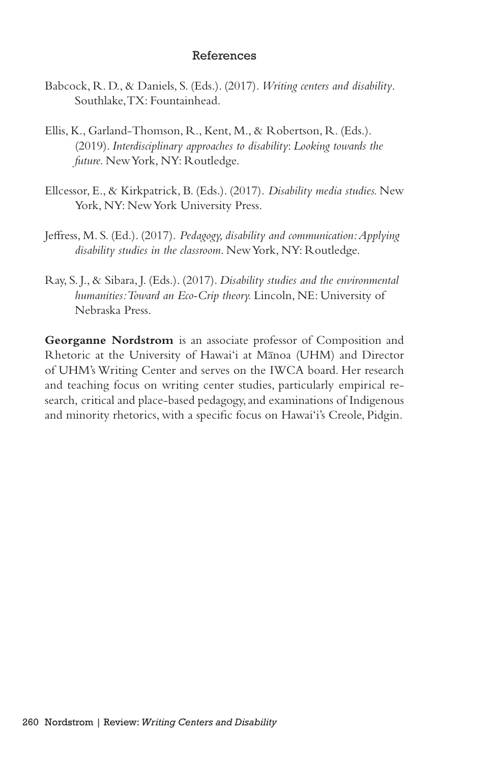## References

Babcock, R. D., & Daniels, S. (Eds.). (2017). *Writing centers and disability*. Southlake, TX: Fountainhead.

Ellis, K., Garland-Thomson, R., Kent, M., & Robertson, R. (Eds.). (2019). *Interdisciplinary approaches to disability*: *Looking towards the future.* New York, NY: Routledge.

Ellcessor, E., & Kirkpatrick, B. (Eds.). (2017). *Disability media studies.* New York, NY: New York University Press.

Jeffress, M. S. (Ed.). (2017). *Pedagogy, disability and communication: Applying disability studies in the classroom*. New York, NY: Routledge.

Ray, S. J., & Sibara, J. (Eds.). (2017). *Disability studies and the environmental humanities: Toward an Eco-Crip theory.* Lincoln, NE: University of Nebraska Press.

**Georganne Nordstrom** is an associate professor of Composition and Rhetoric at the University of Hawai'i at Mānoa (UHM) and Director of UHM's Writing Center and serves on the IWCA board. Her research and teaching focus on writing center studies, particularly empirical research, critical and place-based pedagogy, and examinations of Indigenous and minority rhetorics, with a specific focus on Hawai'i's Creole, Pidgin.